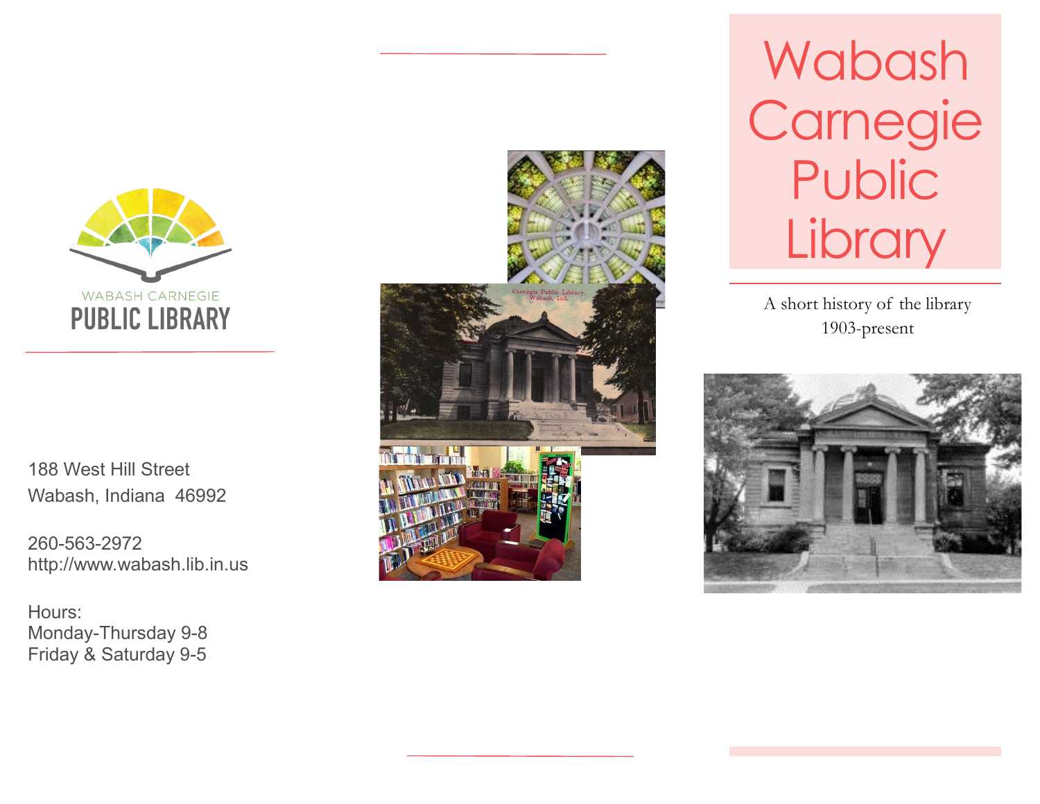WABASH CARNEGIE

PUBLIC LIBRARY

188 West Hill Street
Wabash, Indiana 46992

260-563-2972
http://www.wabash.lib.in.us

Hours:
Monday-Thursday 9-8
Friday & Saturday 9-5

Carnegie Public Library, Wabash, Ind.

# Wabash Carnegie Public Library

A short history of the library
1903-present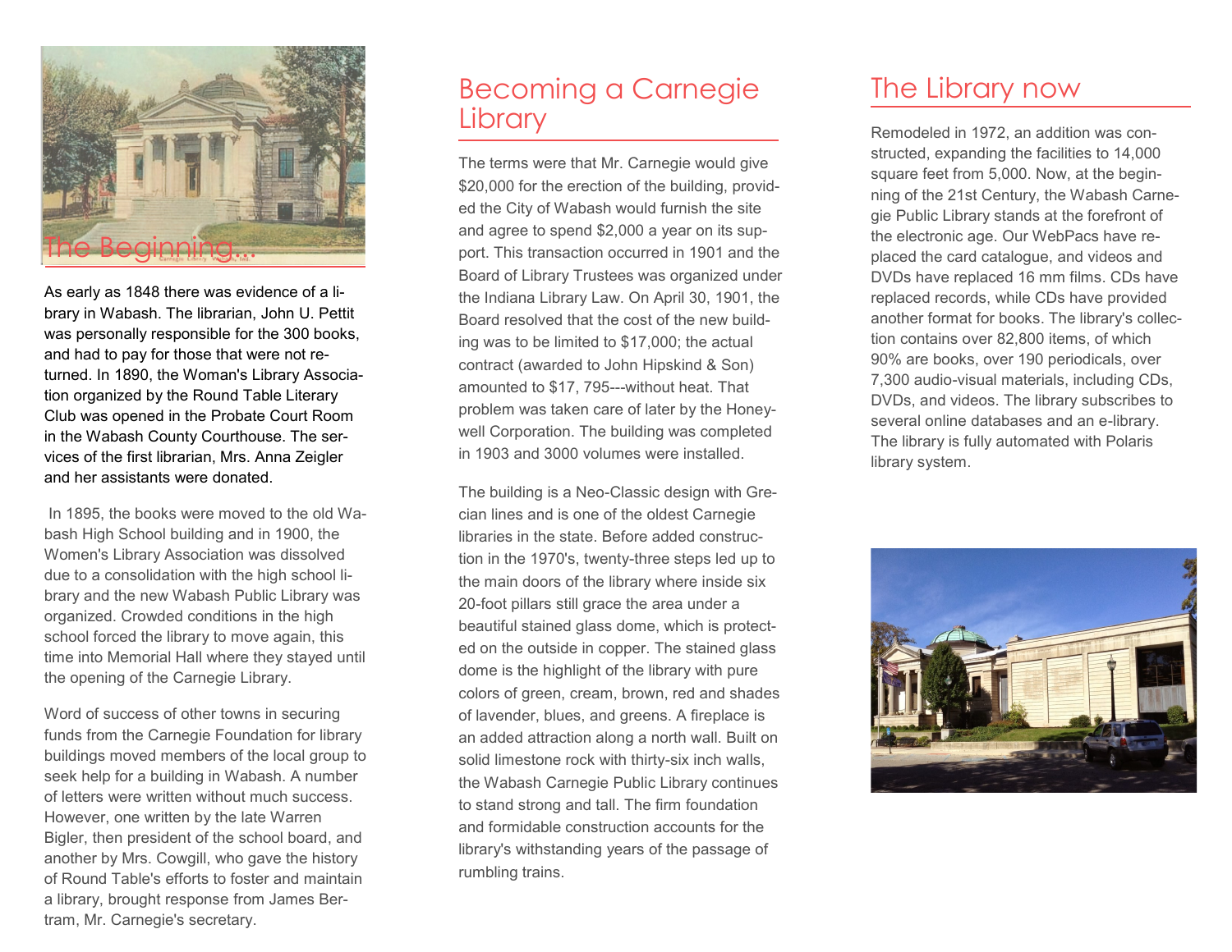## The Beginning...

As early as 1848 there was evidence of a library in Wabash. The librarian, John U. Pettit was personally responsible for the 300 books, and had to pay for those that were not returned. In 1890, the Woman's Library Association organized by the Round Table Literary Club was opened in the Probate Court Room in the Wabash County Courthouse. The services of the first librarian, Mrs. Anna Zeigler and her assistants were donated.

In 1895, the books were moved to the old Wabash High School building and in 1900, the Women's Library Association was dissolved due to a consolidation with the high school library and the new Wabash Public Library was organized. Crowded conditions in the high school forced the library to move again, this time into Memorial Hall where they stayed until the opening of the Carnegie Library.

Word of success of other towns in securing funds from the Carnegie Foundation for library buildings moved members of the local group to seek help for a building in Wabash. A number of letters were written without much success. However, one written by the late Warren Bigler, then president of the school board, and another by Mrs. Cowgill, who gave the history of Round Table's efforts to foster and maintain a library, brought response from James Bertram, Mr. Carnegie's secretary.

## Becoming a Carnegie Library

The terms were that Mr. Carnegie would give $20,000 for the erection of the building, provided the City of Wabash would furnish the site and agree to spend $2,000 a year on its support. This transaction occurred in 1901 and the Board of Library Trustees was organized under the Indiana Library Law. On April 30, 1901, the Board resolved that the cost of the new building was to be limited to $17,000; the actual contract (awarded to John Hipskind & Son) amounted to $17, 795---without heat. That problem was taken care of later by the Honeywell Corporation. The building was completed in 1903 and 3000 volumes were installed.

The building is a Neo-Classic design with Grecian lines and is one of the oldest Carnegie libraries in the state. Before added construction in the 1970's, twenty-three steps led up to the main doors of the library where inside six 20-foot pillars still grace the area under a beautiful stained glass dome, which is protected on the outside in copper. The stained glass dome is the highlight of the library with pure colors of green, cream, brown, red and shades of lavender, blues, and greens. A fireplace is an added attraction along a north wall. Built on solid limestone rock with thirty-six inch walls, the Wabash Carnegie Public Library continues to stand strong and tall. The firm foundation and formidable construction accounts for the library's withstanding years of the passage of rumbling trains.

## The Library now

Remodeled in 1972, an addition was constructed, expanding the facilities to 14,000 square feet from 5,000. Now, at the beginning of the 21st Century, the Wabash Carnegie Public Library stands at the forefront of the electronic age. Our WebPacs have replaced the card catalogue, and videos and DVDs have replaced 16 mm films. CDs have replaced records, while CDs have provided another format for books. The library's collection contains over 82,800 items, of which 90% are books, over 190 periodicals, over 7,300 audio-visual materials, including CDs, DVDs, and videos. The library subscribes to several online databases and an e-library. The library is fully automated with Polaris library system.